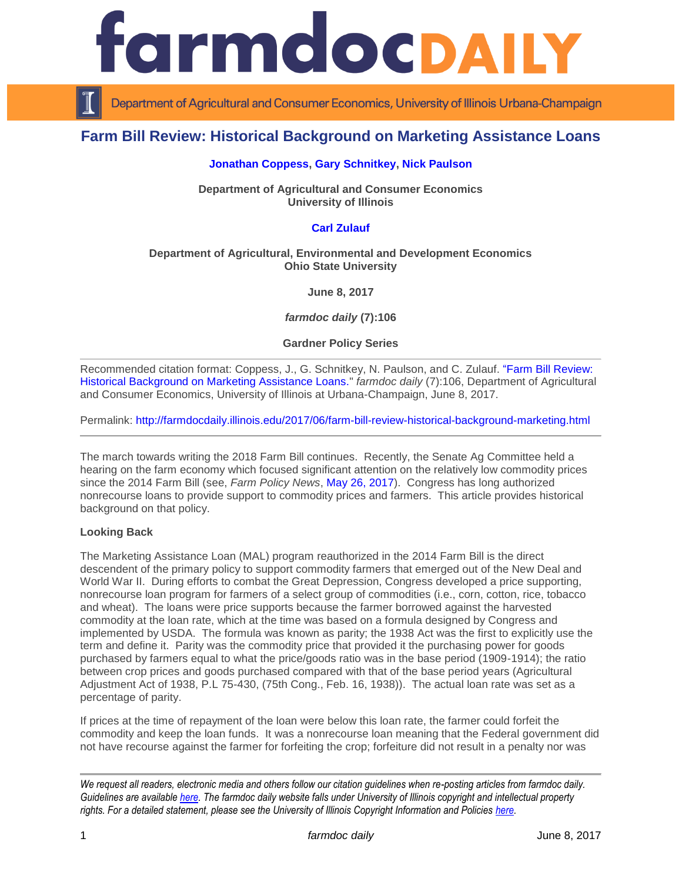# Farm Bill Review: Historical Background on Marketing Assistance Loans

**Jonathan Coppess, Gary Schnitkey, Nick Paulson**

**Department of Agricultural and Consumer Economics**
**University of Illinois**

**Carl Zulauf**

**Department of Agricultural, Environmental and Development Economics**
**Ohio State University**

**June 8, 2017**

***farmdoc daily* (7):106**

**Gardner Policy Series**

---

Recommended citation format: Coppess, J., G. Schnitkey, N. Paulson, and C. Zulauf. "Farm Bill Review: Historical Background on Marketing Assistance Loans." *farmdoc daily* (7):106, Department of Agricultural and Consumer Economics, University of Illinois at Urbana-Champaign, June 8, 2017.

Permalink: http://farmdocdaily.illinois.edu/2017/06/farm-bill-review-historical-background-marketing.html

---

The march towards writing the 2018 Farm Bill continues. Recently, the Senate Ag Committee held a hearing on the farm economy which focused significant attention on the relatively low commodity prices since the 2014 Farm Bill (see, *Farm Policy News*, May 26, 2017). Congress has long authorized nonrecourse loans to provide support to commodity prices and farmers. This article provides historical background on that policy.

**Looking Back**

The Marketing Assistance Loan (MAL) program reauthorized in the 2014 Farm Bill is the direct descendent of the primary policy to support commodity farmers that emerged out of the New Deal and World War II. During efforts to combat the Great Depression, Congress developed a price supporting, nonrecourse loan program for farmers of a select group of commodities (i.e., corn, cotton, rice, tobacco and wheat). The loans were price supports because the farmer borrowed against the harvested commodity at the loan rate, which at the time was based on a formula designed by Congress and implemented by USDA. The formula was known as parity; the 1938 Act was the first to explicitly use the term and define it. Parity was the commodity price that provided it the purchasing power for goods purchased by farmers equal to what the price/goods ratio was in the base period (1909-1914); the ratio between crop prices and goods purchased compared with that of the base period years (Agricultural Adjustment Act of 1938, P.L 75-430, (75th Cong., Feb. 16, 1938)). The actual loan rate was set as a percentage of parity.

If prices at the time of repayment of the loan were below this loan rate, the farmer could forfeit the commodity and keep the loan funds. It was a nonrecourse loan meaning that the Federal government did not have recourse against the farmer for forfeiting the crop; forfeiture did not result in a penalty nor was

---

*We request all readers, electronic media and others follow our citation guidelines when re-posting articles from farmdoc daily. Guidelines are available here. The farmdoc daily website falls under University of Illinois copyright and intellectual property rights. For a detailed statement, please see the University of Illinois Copyright Information and Policies here.*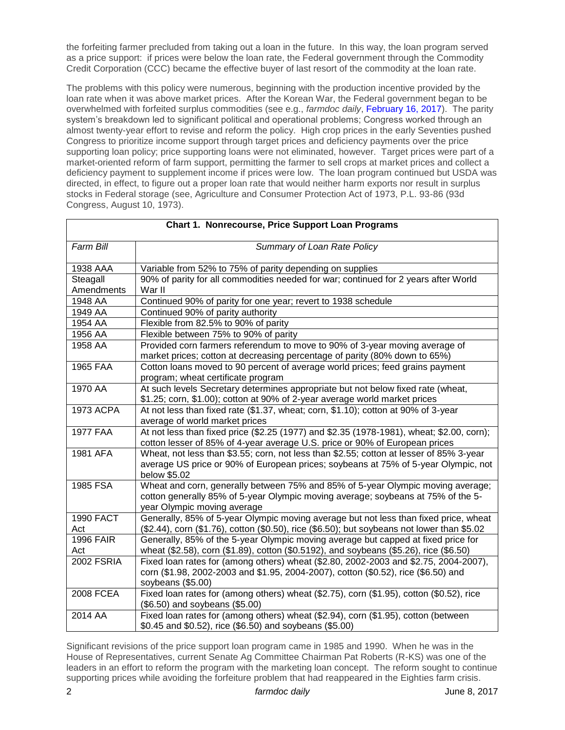the forfeiting farmer precluded from taking out a loan in the future. In this way, the loan program served as a price support: if prices were below the loan rate, the Federal government through the Commodity Credit Corporation (CCC) became the effective buyer of last resort of the commodity at the loan rate.

The problems with this policy were numerous, beginning with the production incentive provided by the loan rate when it was above market prices. After the Korean War, the Federal government began to be overwhelmed with forfeited surplus commodities (see e.g., *farmdoc daily*, February 16, 2017). The parity system's breakdown led to significant political and operational problems; Congress worked through an almost twenty-year effort to revise and reform the policy. High crop prices in the early Seventies pushed Congress to prioritize income support through target prices and deficiency payments over the price supporting loan policy; price supporting loans were not eliminated, however. Target prices were part of a market-oriented reform of farm support, permitting the farmer to sell crops at market prices and collect a deficiency payment to supplement income if prices were low. The loan program continued but USDA was directed, in effect, to figure out a proper loan rate that would neither harm exports nor result in surplus stocks in Federal storage (see, Agriculture and Consumer Protection Act of 1973, P.L. 93-86 (93d Congress, August 10, 1973).

**Chart 1. Nonrecourse, Price Support Loan Programs**

| *Farm Bill* | *Summary of Loan Rate Policy* |
|---|---|
| 1938 AAA | Variable from 52% to 75% of parity depending on supplies |
| Steagall Amendments | 90% of parity for all commodities needed for war; continued for 2 years after World War II |
| 1948 AA | Continued 90% of parity for one year; revert to 1938 schedule |
| 1949 AA | Continued 90% of parity authority |
| 1954 AA | Flexible from 82.5% to 90% of parity |
| 1956 AA | Flexible between 75% to 90% of parity |
| 1958 AA | Provided corn farmers referendum to move to 90% of 3-year moving average of market prices; cotton at decreasing percentage of parity (80% down to 65%) |
| 1965 FAA | Cotton loans moved to 90 percent of average world prices; feed grains payment program; wheat certificate program |
| 1970 AA | At such levels Secretary determines appropriate but not below fixed rate (wheat, \$1.25; corn, \$1.00); cotton at 90% of 2-year average world market prices |
| 1973 ACPA | At not less than fixed rate (\$1.37, wheat; corn, \$1.10); cotton at 90% of 3-year average of world market prices |
| 1977 FAA | At not less than fixed price (\$2.25 (1977) and \$2.35 (1978-1981), wheat; \$2.00, corn); cotton lesser of 85% of 4-year average U.S. price or 90% of European prices |
| 1981 AFA | Wheat, not less than \$3.55; corn, not less than \$2.55; cotton at lesser of 85% 3-year average US price or 90% of European prices; soybeans at 75% of 5-year Olympic, not below \$5.02 |
| 1985 FSA | Wheat and corn, generally between 75% and 85% of 5-year Olympic moving average; cotton generally 85% of 5-year Olympic moving average; soybeans at 75% of the 5-year Olympic moving average |
| 1990 FACT Act | Generally, 85% of 5-year Olympic moving average but not less than fixed price, wheat (\$2.44), corn (\$1.76), cotton (\$0.50), rice (\$6.50); but soybeans not lower than \$5.02 |
| 1996 FAIR Act | Generally, 85% of the 5-year Olympic moving average but capped at fixed price for wheat (\$2.58), corn (\$1.89), cotton (\$0.5192), and soybeans (\$5.26), rice (\$6.50) |
| 2002 FSRIA | Fixed loan rates for (among others) wheat (\$2.80, 2002-2003 and \$2.75, 2004-2007), corn (\$1.98, 2002-2003 and \$1.95, 2004-2007), cotton (\$0.52), rice (\$6.50) and soybeans (\$5.00) |
| 2008 FCEA | Fixed loan rates for (among others) wheat (\$2.75), corn (\$1.95), cotton (\$0.52), rice (\$6.50) and soybeans (\$5.00) |
| 2014 AA | Fixed loan rates for (among others) wheat (\$2.94), corn (\$1.95), cotton (between \$0.45 and \$0.52), rice (\$6.50) and soybeans (\$5.00) |

Significant revisions of the price support loan program came in 1985 and 1990. When he was in the House of Representatives, current Senate Ag Committee Chairman Pat Roberts (R-KS) was one of the leaders in an effort to reform the program with the marketing loan concept. The reform sought to continue supporting prices while avoiding the forfeiture problem that had reappeared in the Eighties farm crisis.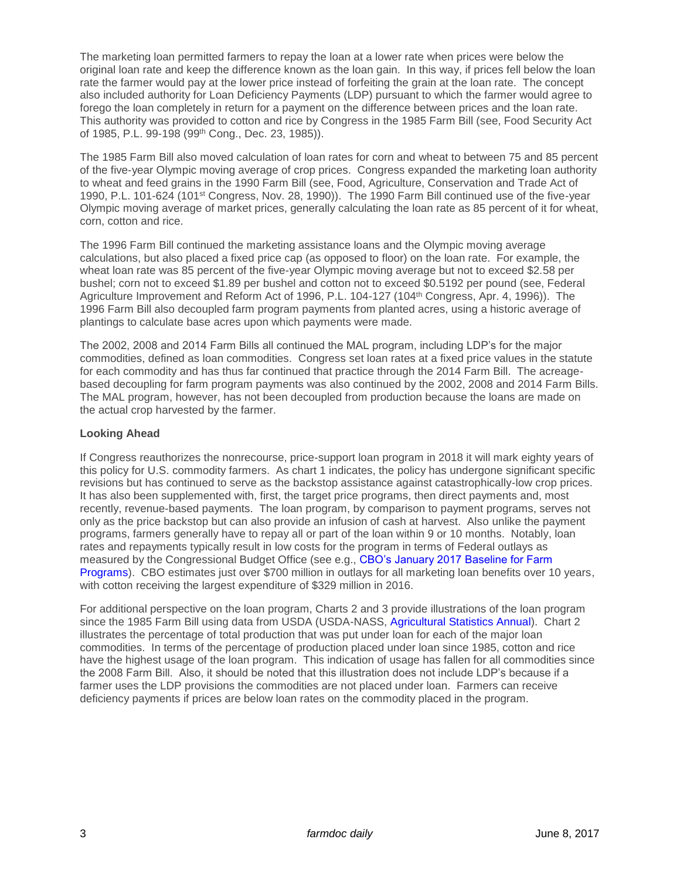The marketing loan permitted farmers to repay the loan at a lower rate when prices were below the original loan rate and keep the difference known as the loan gain. In this way, if prices fell below the loan rate the farmer would pay at the lower price instead of forfeiting the grain at the loan rate. The concept also included authority for Loan Deficiency Payments (LDP) pursuant to which the farmer would agree to forego the loan completely in return for a payment on the difference between prices and the loan rate. This authority was provided to cotton and rice by Congress in the 1985 Farm Bill (see, Food Security Act of 1985, P.L. 99-198 (99th Cong., Dec. 23, 1985)).

The 1985 Farm Bill also moved calculation of loan rates for corn and wheat to between 75 and 85 percent of the five-year Olympic moving average of crop prices. Congress expanded the marketing loan authority to wheat and feed grains in the 1990 Farm Bill (see, Food, Agriculture, Conservation and Trade Act of 1990, P.L. 101-624 (101st Congress, Nov. 28, 1990)). The 1990 Farm Bill continued use of the five-year Olympic moving average of market prices, generally calculating the loan rate as 85 percent of it for wheat, corn, cotton and rice.

The 1996 Farm Bill continued the marketing assistance loans and the Olympic moving average calculations, but also placed a fixed price cap (as opposed to floor) on the loan rate. For example, the wheat loan rate was 85 percent of the five-year Olympic moving average but not to exceed $2.58 per bushel; corn not to exceed $1.89 per bushel and cotton not to exceed $0.5192 per pound (see, Federal Agriculture Improvement and Reform Act of 1996, P.L. 104-127 (104th Congress, Apr. 4, 1996)). The 1996 Farm Bill also decoupled farm program payments from planted acres, using a historic average of plantings to calculate base acres upon which payments were made.

The 2002, 2008 and 2014 Farm Bills all continued the MAL program, including LDP's for the major commodities, defined as loan commodities. Congress set loan rates at a fixed price values in the statute for each commodity and has thus far continued that practice through the 2014 Farm Bill. The acreage-based decoupling for farm program payments was also continued by the 2002, 2008 and 2014 Farm Bills. The MAL program, however, has not been decoupled from production because the loans are made on the actual crop harvested by the farmer.

**Looking Ahead**

If Congress reauthorizes the nonrecourse, price-support loan program in 2018 it will mark eighty years of this policy for U.S. commodity farmers. As chart 1 indicates, the policy has undergone significant specific revisions but has continued to serve as the backstop assistance against catastrophically-low crop prices. It has also been supplemented with, first, the target price programs, then direct payments and, most recently, revenue-based payments. The loan program, by comparison to payment programs, serves not only as the price backstop but can also provide an infusion of cash at harvest. Also unlike the payment programs, farmers generally have to repay all or part of the loan within 9 or 10 months. Notably, loan rates and repayments typically result in low costs for the program in terms of Federal outlays as measured by the Congressional Budget Office (see e.g., CBO's January 2017 Baseline for Farm Programs). CBO estimates just over $700 million in outlays for all marketing loan benefits over 10 years, with cotton receiving the largest expenditure of $329 million in 2016.

For additional perspective on the loan program, Charts 2 and 3 provide illustrations of the loan program since the 1985 Farm Bill using data from USDA (USDA-NASS, Agricultural Statistics Annual). Chart 2 illustrates the percentage of total production that was put under loan for each of the major loan commodities. In terms of the percentage of production placed under loan since 1985, cotton and rice have the highest usage of the loan program. This indication of usage has fallen for all commodities since the 2008 Farm Bill. Also, it should be noted that this illustration does not include LDP's because if a farmer uses the LDP provisions the commodities are not placed under loan. Farmers can receive deficiency payments if prices are below loan rates on the commodity placed in the program.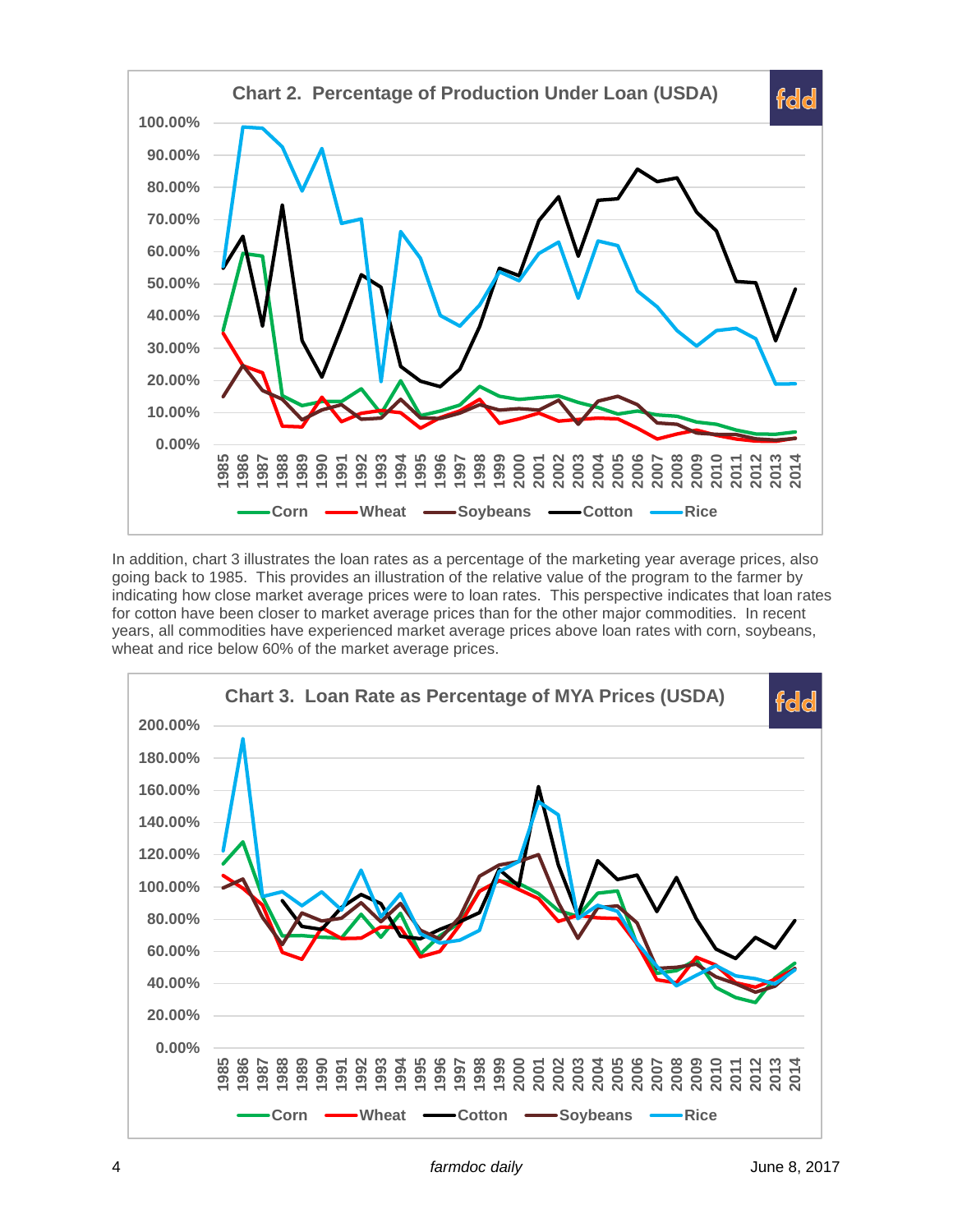**Chart 2. Percentage of Production Under Loan (USDA)**

In addition, chart 3 illustrates the loan rates as a percentage of the marketing year average prices, also going back to 1985. This provides an illustration of the relative value of the program to the farmer by indicating how close market average prices were to loan rates. This perspective indicates that loan rates for cotton have been closer to market average prices than for the other major commodities. In recent years, all commodities have experienced market average prices above loan rates with corn, soybeans, wheat and rice below 60% of the market average prices.

**Chart 3. Loan Rate as Percentage of MYA Prices (USDA)**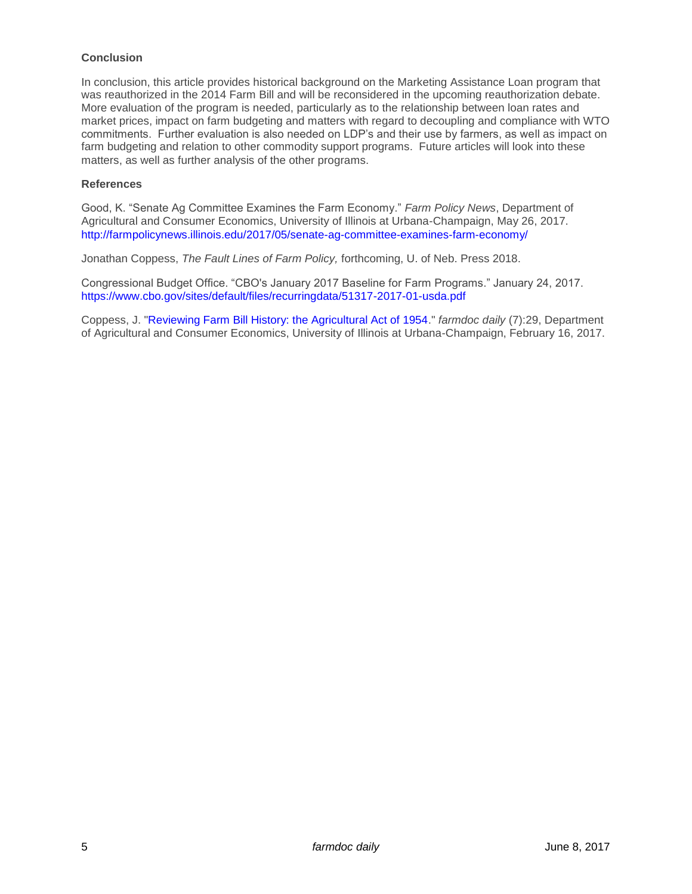## Conclusion

In conclusion, this article provides historical background on the Marketing Assistance Loan program that was reauthorized in the 2014 Farm Bill and will be reconsidered in the upcoming reauthorization debate. More evaluation of the program is needed, particularly as to the relationship between loan rates and market prices, impact on farm budgeting and matters with regard to decoupling and compliance with WTO commitments. Further evaluation is also needed on LDP's and their use by farmers, as well as impact on farm budgeting and relation to other commodity support programs. Future articles will look into these matters, as well as further analysis of the other programs.

## References

Good, K. "Senate Ag Committee Examines the Farm Economy." *Farm Policy News*, Department of Agricultural and Consumer Economics, University of Illinois at Urbana-Champaign, May 26, 2017. http://farmpolicynews.illinois.edu/2017/05/senate-ag-committee-examines-farm-economy/

Jonathan Coppess, *The Fault Lines of Farm Policy,* forthcoming, U. of Neb. Press 2018.

Congressional Budget Office. "CBO's January 2017 Baseline for Farm Programs." January 24, 2017. https://www.cbo.gov/sites/default/files/recurringdata/51317-2017-01-usda.pdf

Coppess, J. "Reviewing Farm Bill History: the Agricultural Act of 1954." *farmdoc daily* (7):29, Department of Agricultural and Consumer Economics, University of Illinois at Urbana-Champaign, February 16, 2017.